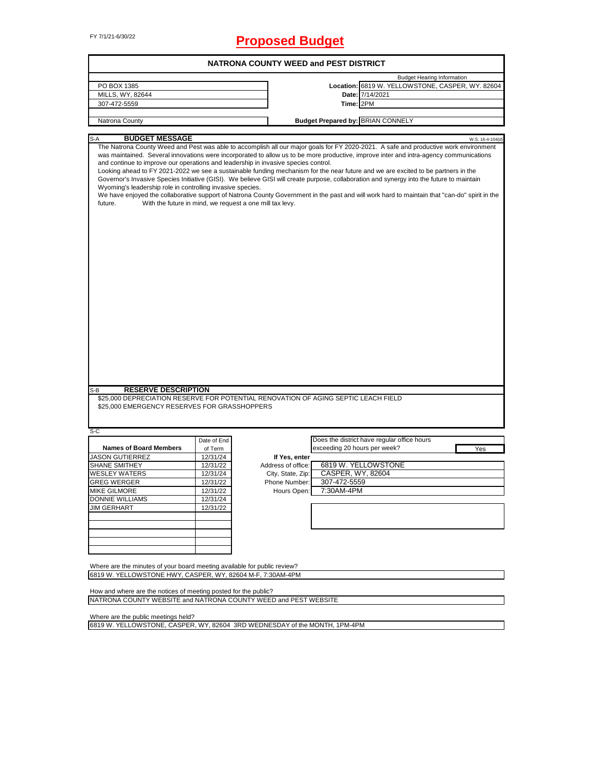FY 7/1/21-6/30/22

# Proposed Budget

## NATRONA COUNTY WEED and PEST DISTRICT

| | | Budget Hearing Information |
|---|---|---|
| PO BOX 1385 | **Location:** | 6819 W. YELLOWSTONE, CASPER, WY. 82604 |
| MILLS, WY, 82644 | **Date:** | 7/14/2021 |
| 307-472-5559 | **Time:** | 2PM |
| Natrona County | **Budget Prepared by:** | BRIAN CONNELY |

### S-A BUDGET MESSAGE

W.S. 16-4-104(d)

The Natrona County Weed and Pest was able to accomplish all our major goals for FY 2020-2021. A safe and productive work environment was maintained. Several innovations were incorporated to allow us to be more productive, improve inter and intra-agency communications and continue to improve our operations and leadership in invasive species control.

Looking ahead to FY 2021-2022 we see a sustainable funding mechanism for the near future and we are excited to be partners in the Governor's Invasive Species Initiative (GISI). We believe GISI will create purpose, collaboration and synergy into the future to maintain Wyoming's leadership role in controlling invasive species.

We have enjoyed the collaborative support of Natrona County Government in the past and will work hard to maintain that "can-do" spirit in the future. With the future in mind, we request a one mill tax levy.

### S-B RESERVE DESCRIPTION

$25,000 DEPRECIATION RESERVE FOR POTENTIAL RENOVATION OF AGING SEPTIC LEACH FIELD

$25,000 EMERGENCY RESERVES FOR GRASSHOPPERS

### S-C

| Names of Board Members | Date of End of Term |
|---|---|
| JASON GUTIERREZ | 12/31/24 |
| SHANE SMITHEY | 12/31/22 |
| WESLEY WATERS | 12/31/24 |
| GREG WERGER | 12/31/22 |
| MIKE GILMORE | 12/31/22 |
| DONNIE WILLIAMS | 12/31/24 |
| JIM GERHART | 12/31/22 |

Does the district have regular office hours exceeding 20 hours per week? **Yes**

**If Yes, enter**

| | |
|---|---|
| Address of office: | 6819 W. YELLOWSTONE |
| City, State, Zip: | CASPER, WY, 82604 |
| Phone Number: | 307-472-5559 |
| Hours Open: | 7:30AM-4PM |

Where are the minutes of your board meeting available for public review?

6819 W. YELLOWSTONE HWY, CASPER, WY, 82604 M-F, 7:30AM-4PM

How and where are the notices of meeting posted for the public?

NATRONA COUNTY WEBSITE and NATRONA COUNTY WEED and PEST WEBSITE

Where are the public meetings held?

6819 W. YELLOWSTONE, CASPER, WY, 82604 3RD WEDNESDAY of the MONTH, 1PM-4PM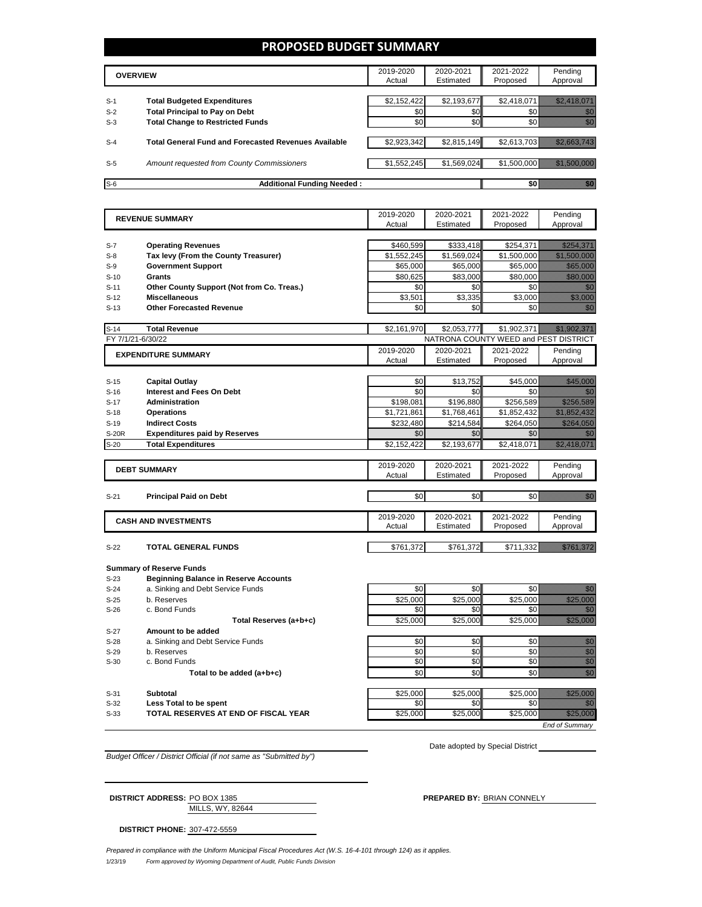# PROPOSED BUDGET SUMMARY

| | OVERVIEW | 2019-2020 Actual | 2020-2021 Estimated | 2021-2022 Proposed | Pending Approval |
|---|---|---|---|---|---|
| S-1 | **Total Budgeted Expenditures** | $2,152,422 | $2,193,677 | $2,418,071 | $2,418,071 |
| S-2 | **Total Principal to Pay on Debt** | $0 | $0 | $0 | $0 |
| S-3 | **Total Change to Restricted Funds** | $0 | $0 | $0 | $0 |
| S-4 | **Total General Fund and Forecasted Revenues Available** | $2,923,342 | $2,815,149 | $2,613,703 | $2,663,743 |
| S-5 | *Amount requested from County Commissioners* | $1,552,245 | $1,569,024 | $1,500,000 | $1,500,000 |
| S-6 | **Additional Funding Needed :** | | | $0 | $0 |

| | REVENUE SUMMARY | 2019-2020 Actual | 2020-2021 Estimated | 2021-2022 Proposed | Pending Approval |
|---|---|---|---|---|---|
| S-7 | **Operating Revenues** | $460,599 | $333,418 | $254,371 | $254,371 |
| S-8 | **Tax levy (From the County Treasurer)** | $1,552,245 | $1,569,024 | $1,500,000 | $1,500,000 |
| S-9 | **Government Support** | $65,000 | $65,000 | $65,000 | $65,000 |
| S-10 | **Grants** | $80,625 | $83,000 | $80,000 | $80,000 |
| S-11 | **Other County Support (Not from Co. Treas.)** | $0 | $0 | $0 | $0 |
| S-12 | **Miscellaneous** | $3,501 | $3,335 | $3,000 | $3,000 |
| S-13 | **Other Forecasted Revenue** | $0 | $0 | $0 | $0 |
| S-14 | **Total Revenue** | $2,161,970 | $2,053,777 | $1,902,371 | $1,902,371 |

FY 7/1/21-6/30/22 — NATRONA COUNTY WEED and PEST DISTRICT

| | EXPENDITURE SUMMARY | 2019-2020 Actual | 2020-2021 Estimated | 2021-2022 Proposed | Pending Approval |
|---|---|---|---|---|---|
| S-15 | **Capital Outlay** | $0 | $13,752 | $45,000 | $45,000 |
| S-16 | **Interest and Fees On Debt** | $0 | $0 | $0 | $0 |
| S-17 | **Administration** | $198,081 | $196,880 | $256,589 | $256,589 |
| S-18 | **Operations** | $1,721,861 | $1,768,461 | $1,852,432 | $1,852,432 |
| S-19 | **Indirect Costs** | $232,480 | $214,584 | $264,050 | $264,050 |
| S-20R | **Expenditures paid by Reserves** | $0 | $0 | $0 | $0 |
| S-20 | **Total Expenditures** | $2,152,422 | $2,193,677 | $2,418,071 | $2,418,071 |

| | DEBT SUMMARY | 2019-2020 Actual | 2020-2021 Estimated | 2021-2022 Proposed | Pending Approval |
|---|---|---|---|---|---|
| S-21 | **Principal Paid on Debt** | $0 | $0 | $0 | $0 |

| | CASH AND INVESTMENTS | 2019-2020 Actual | 2020-2021 Estimated | 2021-2022 Proposed | Pending Approval |
|---|---|---|---|---|---|
| S-22 | **TOTAL GENERAL FUNDS** | $761,372 | $761,372 | $711,332 | $761,372 |

**Summary of Reserve Funds**

| | | 2019-2020 Actual | 2020-2021 Estimated | 2021-2022 Proposed | Pending Approval |
|---|---|---|---|---|---|
| S-23 | **Beginning Balance in Reserve Accounts** | | | | |
| S-24 | a. Sinking and Debt Service Funds | $0 | $0 | $0 | $0 |
| S-25 | b. Reserves | $25,000 | $25,000 | $25,000 | $25,000 |
| S-26 | c. Bond Funds | $0 | $0 | $0 | $0 |
| | **Total Reserves (a+b+c)** | $25,000 | $25,000 | $25,000 | $25,000 |
| S-27 | **Amount to be added** | | | | |
| S-28 | a. Sinking and Debt Service Funds | $0 | $0 | $0 | $0 |
| S-29 | b. Reserves | $0 | $0 | $0 | $0 |
| S-30 | c. Bond Funds | $0 | $0 | $0 | $0 |
| | **Total to be added (a+b+c)** | $0 | $0 | $0 | $0 |
| S-31 | **Subtotal** | $25,000 | $25,000 | $25,000 | $25,000 |
| S-32 | **Less Total to be spent** | $0 | $0 | $0 | $0 |
| S-33 | **TOTAL RESERVES AT END OF FISCAL YEAR** | $25,000 | $25,000 | $25,000 | $25,000 |

*End of Summary*

*Budget Officer / District Official (if not same as "Submitted by")*

Date adopted by Special District

**DISTRICT ADDRESS:** PO BOX 1385
MILLS, WY, 82644

**PREPARED BY:** BRIAN CONNELY

**DISTRICT PHONE:** 307-472-5559

*Prepared in compliance with the Uniform Municipal Fiscal Procedures Act (W.S. 16-4-101 through 124) as it applies.*

1/23/19 *Form approved by Wyoming Department of Audit, Public Funds Division*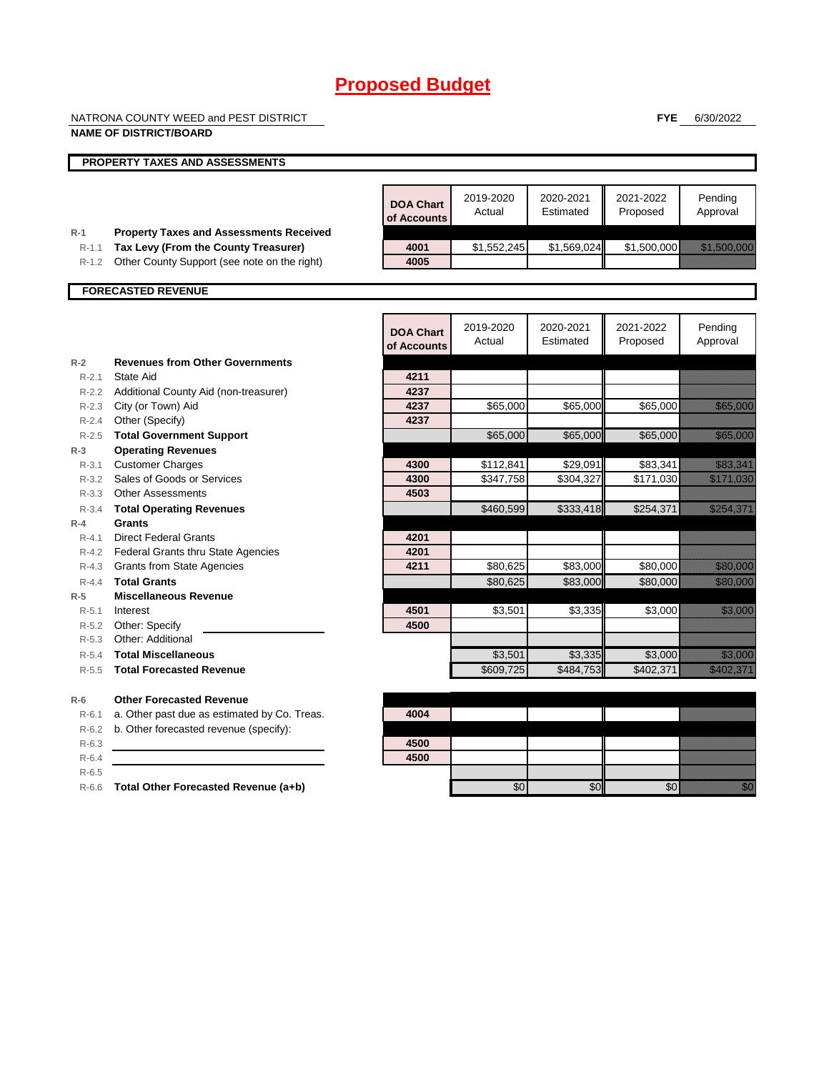# Proposed Budget

NATRONA COUNTY WEED and PEST DISTRICT

**NAME OF DISTRICT/BOARD**

**FYE** 6/30/2022

## PROPERTY TAXES AND ASSESSMENTS

| | | DOA Chart of Accounts | 2019-2020 Actual | 2020-2021 Estimated | 2021-2022 Proposed | Pending Approval |
|---|---|---|---|---|---|---|
| R-1 | **Property Taxes and Assessments Received** | | | | | |
| R-1.1 | **Tax Levy (From the County Treasurer)** | 4001 | $1,552,245 | $1,569,024 | $1,500,000 | $1,500,000 |
| R-1.2 | Other County Support (see note on the right) | 4005 | | | | |

## FORECASTED REVENUE

| | | DOA Chart of Accounts | 2019-2020 Actual | 2020-2021 Estimated | 2021-2022 Proposed | Pending Approval |
|---|---|---|---|---|---|---|
| R-2 | **Revenues from Other Governments** | | | | | |
| R-2.1 | State Aid | 4211 | | | | |
| R-2.2 | Additional County Aid (non-treasurer) | 4237 | | | | |
| R-2.3 | City (or Town) Aid | 4237 | $65,000 | $65,000 | $65,000 | $65,000 |
| R-2.4 | Other (Specify) | 4237 | | | | |
| R-2.5 | **Total Government Support** | | $65,000 | $65,000 | $65,000 | $65,000 |
| R-3 | **Operating Revenues** | | | | | |
| R-3.1 | Customer Charges | 4300 | $112,841 | $29,091 | $83,341 | $83,341 |
| R-3.2 | Sales of Goods or Services | 4300 | $347,758 | $304,327 | $171,030 | $171,030 |
| R-3.3 | Other Assessments | 4503 | | | | |
| R-3.4 | **Total Operating Revenues** | | $460,599 | $333,418 | $254,371 | $254,371 |
| R-4 | **Grants** | | | | | |
| R-4.1 | Direct Federal Grants | 4201 | | | | |
| R-4.2 | Federal Grants thru State Agencies | 4201 | | | | |
| R-4.3 | Grants from State Agencies | 4211 | $80,625 | $83,000 | $80,000 | $80,000 |
| R-4.4 | **Total Grants** | | $80,625 | $83,000 | $80,000 | $80,000 |
| R-5 | **Miscellaneous Revenue** | | | | | |
| R-5.1 | Interest | 4501 | $3,501 | $3,335 | $3,000 | $3,000 |
| R-5.2 | Other: Specify | 4500 | | | | |
| R-5.3 | Other: Additional | | | | | |
| R-5.4 | **Total Miscellaneous** | | $3,501 | $3,335 | $3,000 | $3,000 |
| R-5.5 | **Total Forecasted Revenue** | | $609,725 | $484,753 | $402,371 | $402,371 |
| R-6 | **Other Forecasted Revenue** | | | | | |
| R-6.1 | a. Other past due as estimated by Co. Treas. | 4004 | | | | |
| R-6.2 | b. Other forecasted revenue (specify): | | | | | |
| R-6.3 | | 4500 | | | | |
| R-6.4 | | 4500 | | | | |
| R-6.5 | | | | | | |
| R-6.6 | **Total Other Forecasted Revenue (a+b)** | | $0 | $0 | $0 | $0 |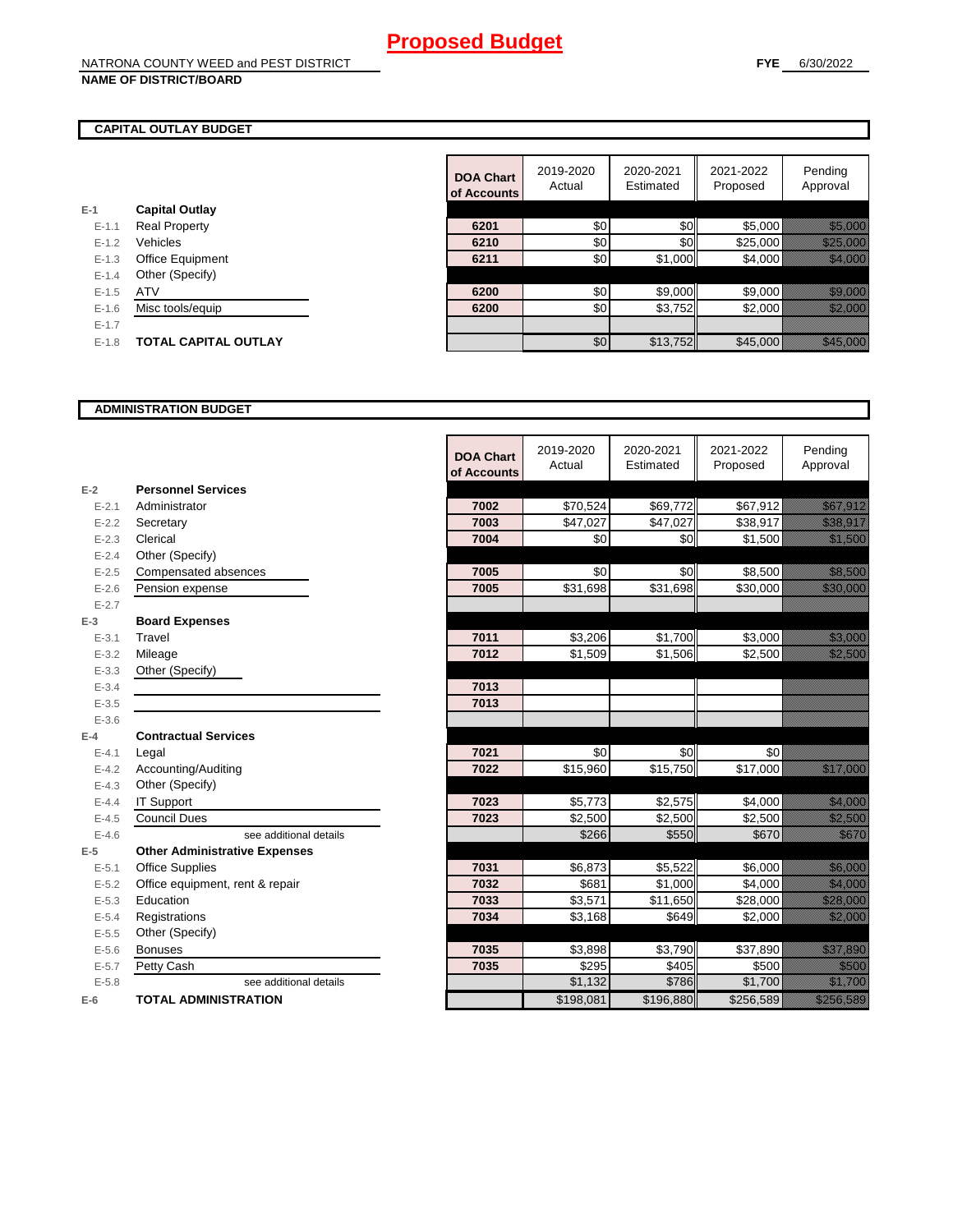# Proposed Budget

NATRONA COUNTY WEED and PEST DISTRICT

**NAME OF DISTRICT/BOARD**

**FYE** 6/30/2022

## CAPITAL OUTLAY BUDGET

| | | DOA Chart of Accounts | 2019-2020 Actual | 2020-2021 Estimated | 2021-2022 Proposed | Pending Approval |
|---|---|---|---|---|---|---|
| E-1 | **Capital Outlay** | | | | | |
| E-1.1 | Real Property | 6201 | $0 | $0 | $5,000 | $5,000 |
| E-1.2 | Vehicles | 6210 | $0 | $0 | $25,000 | $25,000 |
| E-1.3 | Office Equipment | 6211 | $0 | $1,000 | $4,000 | $4,000 |
| E-1.4 | Other (Specify) | | | | | |
| E-1.5 | ATV | 6200 | $0 | $9,000 | $9,000 | $9,000 |
| E-1.6 | Misc tools/equip | 6200 | $0 | $3,752 | $2,000 | $2,000 |
| E-1.7 | | | | | | |
| E-1.8 | **TOTAL CAPITAL OUTLAY** | | $0 | $13,752 | $45,000 | $45,000 |

## ADMINISTRATION BUDGET

| | | DOA Chart of Accounts | 2019-2020 Actual | 2020-2021 Estimated | 2021-2022 Proposed | Pending Approval |
|---|---|---|---|---|---|---|
| E-2 | **Personnel Services** | | | | | |
| E-2.1 | Administrator | 7002 | $70,524 | $69,772 | $67,912 | $67,912 |
| E-2.2 | Secretary | 7003 | $47,027 | $47,027 | $38,917 | $38,917 |
| E-2.3 | Clerical | 7004 | $0 | $0 | $1,500 | $1,500 |
| E-2.4 | Other (Specify) | | | | | |
| E-2.5 | Compensated absences | 7005 | $0 | $0 | $8,500 | $8,500 |
| E-2.6 | Pension expense | 7005 | $31,698 | $31,698 | $30,000 | $30,000 |
| E-2.7 | | | | | | |
| E-3 | **Board Expenses** | | | | | |
| E-3.1 | Travel | 7011 | $3,206 | $1,700 | $3,000 | $3,000 |
| E-3.2 | Mileage | 7012 | $1,509 | $1,506 | $2,500 | $2,500 |
| E-3.3 | Other (Specify) | | | | | |
| E-3.4 | | 7013 | | | | |
| E-3.5 | | 7013 | | | | |
| E-3.6 | | | | | | |
| E-4 | **Contractual Services** | | | | | |
| E-4.1 | Legal | 7021 | $0 | $0 | $0 | |
| E-4.2 | Accounting/Auditing | 7022 | $15,960 | $15,750 | $17,000 | $17,000 |
| E-4.3 | Other (Specify) | | | | | |
| E-4.4 | IT Support | 7023 | $5,773 | $2,575 | $4,000 | $4,000 |
| E-4.5 | Council Dues | 7023 | $2,500 | $2,500 | $2,500 | $2,500 |
| E-4.6 | see additional details | | $266 | $550 | $670 | $670 |
| E-5 | **Other Administrative Expenses** | | | | | |
| E-5.1 | Office Supplies | 7031 | $6,873 | $5,522 | $6,000 | $6,000 |
| E-5.2 | Office equipment, rent & repair | 7032 | $681 | $1,000 | $4,000 | $4,000 |
| E-5.3 | Education | 7033 | $3,571 | $11,650 | $28,000 | $28,000 |
| E-5.4 | Registrations | 7034 | $3,168 | $649 | $2,000 | $2,000 |
| E-5.5 | Other (Specify) | | | | | |
| E-5.6 | Bonuses | 7035 | $3,898 | $3,790 | $37,890 | $37,890 |
| E-5.7 | Petty Cash | 7035 | $295 | $405 | $500 | $500 |
| E-5.8 | see additional details | | $1,132 | $786 | $1,700 | $1,700 |
| E-6 | **TOTAL ADMINISTRATION** | | $198,081 | $196,880 | $256,589 | $256,589 |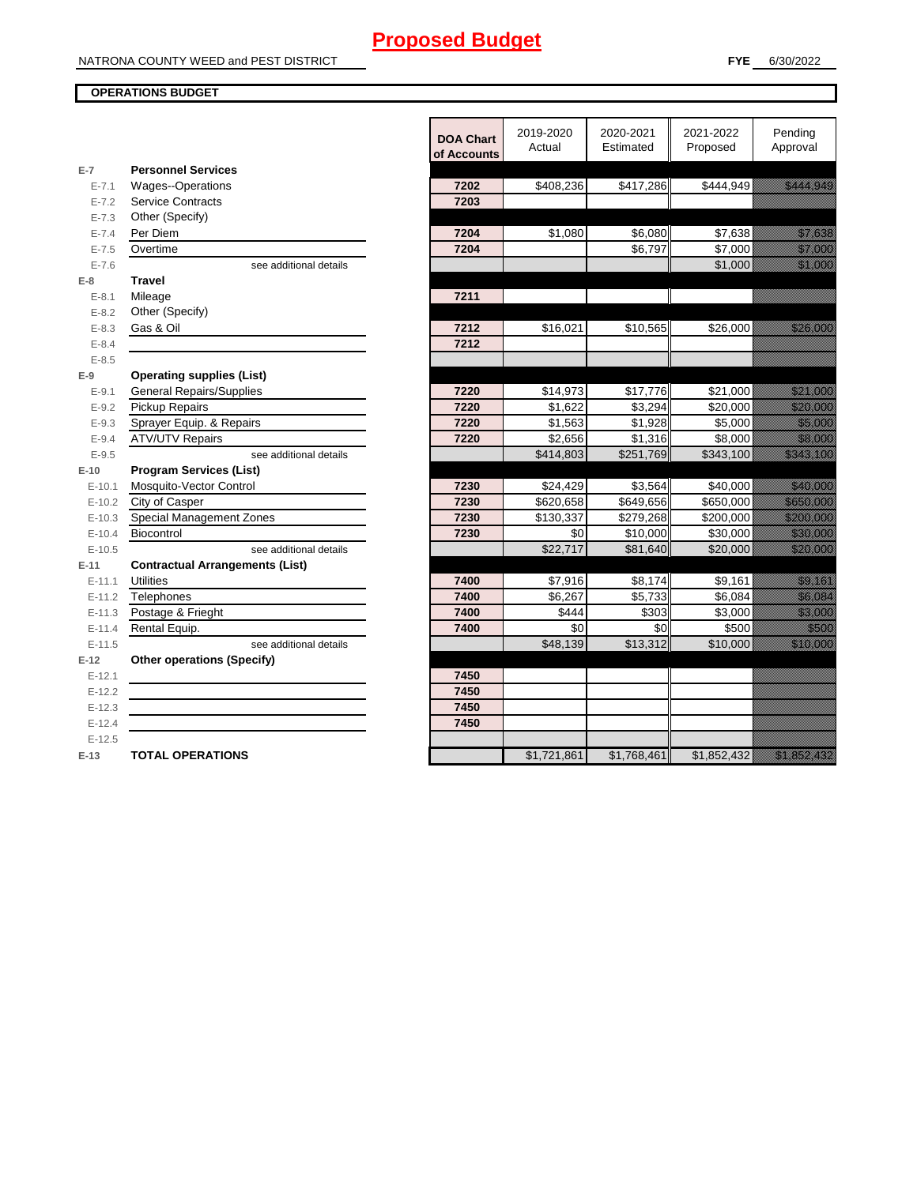# Proposed Budget

NATRONA COUNTY WEED and PEST DISTRICT

**FYE** 6/30/2022

**OPERATIONS BUDGET**

| | | DOA Chart of Accounts | 2019-2020 Actual | 2020-2021 Estimated | 2021-2022 Proposed | Pending Approval |
|---|---|---|---|---|---|---|
| **E-7** | **Personnel Services** | | | | | |
| E-7.1 | Wages--Operations | 7202 | $408,236 | $417,286 | $444,949 | $444,949 |
| E-7.2 | Service Contracts | 7203 | | | | |
| E-7.3 | Other (Specify) | | | | | |
| E-7.4 | Per Diem | 7204 | $1,080 | $6,080 | $7,638 | $7,638 |
| E-7.5 | Overtime | 7204 | | $6,797 | $7,000 | $7,000 |
| E-7.6 | see additional details | | | | $1,000 | $1,000 |
| **E-8** | **Travel** | | | | | |
| E-8.1 | Mileage | 7211 | | | | |
| E-8.2 | Other (Specify) | | | | | |
| E-8.3 | Gas & Oil | 7212 | $16,021 | $10,565 | $26,000 | $26,000 |
| E-8.4 | | 7212 | | | | |
| E-8.5 | | | | | | |
| **E-9** | **Operating supplies (List)** | | | | | |
| E-9.1 | General Repairs/Supplies | 7220 | $14,973 | $17,776 | $21,000 | $21,000 |
| E-9.2 | Pickup Repairs | 7220 | $1,622 | $3,294 | $20,000 | $20,000 |
| E-9.3 | Sprayer Equip. & Repairs | 7220 | $1,563 | $1,928 | $5,000 | $5,000 |
| E-9.4 | ATV/UTV Repairs | 7220 | $2,656 | $1,316 | $8,000 | $8,000 |
| E-9.5 | see additional details | | $414,803 | $251,769 | $343,100 | $343,100 |
| **E-10** | **Program Services (List)** | | | | | |
| E-10.1 | Mosquito-Vector Control | 7230 | $24,429 | $3,564 | $40,000 | $40,000 |
| E-10.2 | City of Casper | 7230 | $620,658 | $649,656 | $650,000 | $650,000 |
| E-10.3 | Special Management Zones | 7230 | $130,337 | $279,268 | $200,000 | $200,000 |
| E-10.4 | Biocontrol | 7230 | $0 | $10,000 | $30,000 | $30,000 |
| E-10.5 | see additional details | | $22,717 | $81,640 | $20,000 | $20,000 |
| **E-11** | **Contractual Arrangements (List)** | | | | | |
| E-11.1 | Utilities | 7400 | $7,916 | $8,174 | $9,161 | $9,161 |
| E-11.2 | Telephones | 7400 | $6,267 | $5,733 | $6,084 | $6,084 |
| E-11.3 | Postage & Frieght | 7400 | $444 | $303 | $3,000 | $3,000 |
| E-11.4 | Rental Equip. | 7400 | $0 | $0 | $500 | $500 |
| E-11.5 | see additional details | | $48,139 | $13,312 | $10,000 | $10,000 |
| **E-12** | **Other operations (Specify)** | | | | | |
| E-12.1 | | 7450 | | | | |
| E-12.2 | | 7450 | | | | |
| E-12.3 | | 7450 | | | | |
| E-12.4 | | 7450 | | | | |
| E-12.5 | | | | | | |
| **E-13** | **TOTAL OPERATIONS** | | $1,721,861 | $1,768,461 | $1,852,432 | $1,852,432 |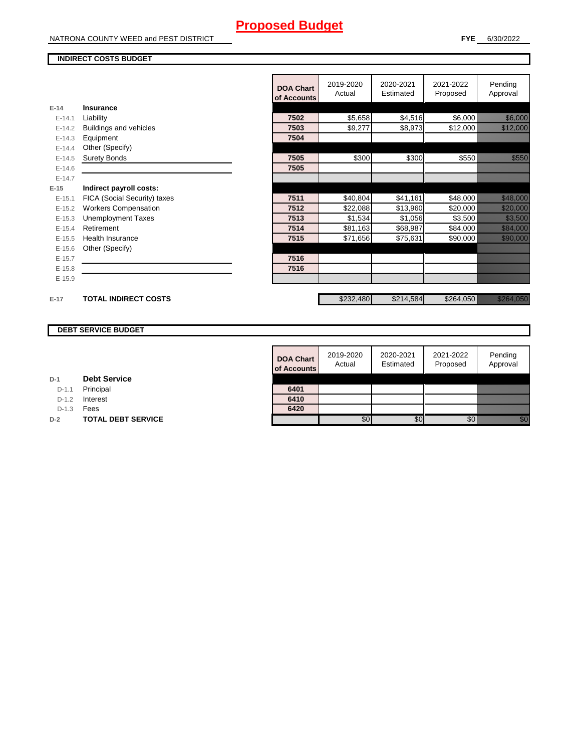# Proposed Budget

NATRONA COUNTY WEED and PEST DISTRICT

**FYE** 6/30/2022

## INDIRECT COSTS BUDGET

| | | DOA Chart of Accounts | 2019-2020 Actual | 2020-2021 Estimated | 2021-2022 Proposed | Pending Approval |
|---|---|---|---|---|---|---|
| **E-14** | **Insurance** | | | | | |
| E-14.1 | Liability | **7502** | $5,658 | $4,516 | $6,000 | $6,000 |
| E-14.2 | Buildings and vehicles | **7503** | $9,277 | $8,973 | $12,000 | $12,000 |
| E-14.3 | Equipment | **7504** | | | | |
| E-14.4 | Other (Specify) | | | | | |
| E-14.5 | Surety Bonds | **7505** | $300 | $300 | $550 | $550 |
| E-14.6 | | **7505** | | | | |
| E-14.7 | | | | | | |
| **E-15** | **Indirect payroll costs:** | | | | | |
| E-15.1 | FICA (Social Security) taxes | **7511** | $40,804 | $41,161 | $48,000 | $48,000 |
| E-15.2 | Workers Compensation | **7512** | $22,088 | $13,960 | $20,000 | $20,000 |
| E-15.3 | Unemployment Taxes | **7513** | $1,534 | $1,056 | $3,500 | $3,500 |
| E-15.4 | Retirement | **7514** | $81,163 | $68,987 | $84,000 | $84,000 |
| E-15.5 | Health Insurance | **7515** | $71,656 | $75,631 | $90,000 | $90,000 |
| E-15.6 | Other (Specify) | | | | | |
| E-15.7 | | **7516** | | | | |
| E-15.8 | | **7516** | | | | |
| E-15.9 | | | | | | |
| **E-17** | **TOTAL INDIRECT COSTS** | | $232,480 | $214,584 | $264,050 | $264,050 |

## DEBT SERVICE BUDGET

| | | DOA Chart of Accounts | 2019-2020 Actual | 2020-2021 Estimated | 2021-2022 Proposed | Pending Approval |
|---|---|---|---|---|---|---|
| **D-1** | **Debt Service** | | | | | |
| D-1.1 | Principal | **6401** | | | | |
| D-1.2 | Interest | **6410** | | | | |
| D-1.3 | Fees | **6420** | | | | |
| **D-2** | **TOTAL DEBT SERVICE** | | $0 | $0 | $0 | $0 |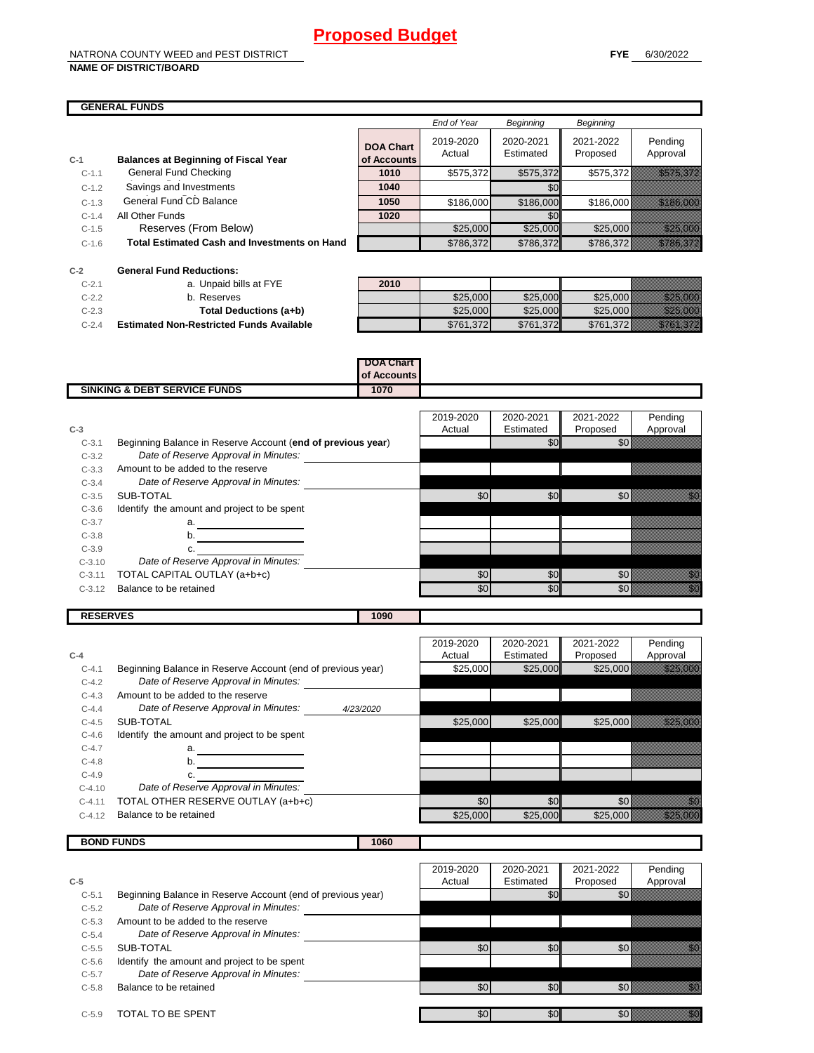# Proposed Budget

NATRONA COUNTY WEED and PEST DISTRICT

**NAME OF DISTRICT/BOARD**

**FYE** 6/30/2022

## GENERAL FUNDS

| | | DOA Chart of Accounts | *End of Year* 2019-2020 Actual | *Beginning* 2020-2021 Estimated | *Beginning* 2021-2022 Proposed | Pending Approval |
|---|---|---|---|---|---|---|
| **C-1** | **Balances at Beginning of Fiscal Year** | | | | | |
| C-1.1 | General Fund Checking | **1010** | $575,372 | $575,372 | $575,372 | $575,372 |
| C-1.2 | Savings and Investments | **1040** | | $0 | | |
| C-1.3 | General Fund CD Balance | **1050** | $186,000 | $186,000 | $186,000 | $186,000 |
| C-1.4 | All Other Funds | **1020** | | $0 | | |
| C-1.5 | Reserves (From Below) | | $25,000 | $25,000 | $25,000 | $25,000 |
| C-1.6 | **Total Estimated Cash and Investments on Hand** | | $786,372 | $786,372 | $786,372 | $786,372 |
| **C-2** | **General Fund Reductions:** | | | | | |
| C-2.1 | a. Unpaid bills at FYE | **2010** | | | | |
| C-2.2 | b. Reserves | | $25,000 | $25,000 | $25,000 | $25,000 |
| C-2.3 | **Total Deductions (a+b)** | | $25,000 | $25,000 | $25,000 | $25,000 |
| C-2.4 | **Estimated Non-Restricted Funds Available** | | $761,372 | $761,372 | $761,372 | $761,372 |

## SINKING & DEBT SERVICE FUNDS — DOA Chart of Accounts 1070

| | | 2019-2020 Actual | 2020-2021 Estimated | 2021-2022 Proposed | Pending Approval |
|---|---|---|---|---|---|
| **C-3** | | | | | |
| C-3.1 | Beginning Balance in Reserve Account (**end of previous year**) | | $0 | $0 | |
| C-3.2 | *Date of Reserve Approval in Minutes:* | | | | |
| C-3.3 | Amount to be added to the reserve | | | | |
| C-3.4 | *Date of Reserve Approval in Minutes:* | | | | |
| C-3.5 | SUB-TOTAL | $0 | $0 | $0 | $0 |
| C-3.6 | Identify the amount and project to be spent | | | | |
| C-3.7 | a. | | | | |
| C-3.8 | b. | | | | |
| C-3.9 | c. | | | | |
| C-3.10 | *Date of Reserve Approval in Minutes:* | | | | |
| C-3.11 | TOTAL CAPITAL OUTLAY (a+b+c) | $0 | $0 | $0 | $0 |
| C-3.12 | Balance to be retained | $0 | $0 | $0 | $0 |

## RESERVES — 1090

| | | 2019-2020 Actual | 2020-2021 Estimated | 2021-2022 Proposed | Pending Approval |
|---|---|---|---|---|---|
| **C-4** | | | | | |
| C-4.1 | Beginning Balance in Reserve Account (end of previous year) | $25,000 | $25,000 | $25,000 | $25,000 |
| C-4.2 | *Date of Reserve Approval in Minutes:* | | | | |
| C-4.3 | Amount to be added to the reserve | | | | |
| C-4.4 | *Date of Reserve Approval in Minutes:* *4/23/2020* | | | | |
| C-4.5 | SUB-TOTAL | $25,000 | $25,000 | $25,000 | $25,000 |
| C-4.6 | Identify the amount and project to be spent | | | | |
| C-4.7 | a. | | | | |
| C-4.8 | b. | | | | |
| C-4.9 | c. | | | | |
| C-4.10 | *Date of Reserve Approval in Minutes:* | | | | |
| C-4.11 | TOTAL OTHER RESERVE OUTLAY (a+b+c) | $0 | $0 | $0 | $0 |
| C-4.12 | Balance to be retained | $25,000 | $25,000 | $25,000 | $25,000 |

## BOND FUNDS — 1060

| | | 2019-2020 Actual | 2020-2021 Estimated | 2021-2022 Proposed | Pending Approval |
|---|---|---|---|---|---|
| **C-5** | | | | | |
| C-5.1 | Beginning Balance in Reserve Account (end of previous year) | | $0 | $0 | |
| C-5.2 | *Date of Reserve Approval in Minutes:* | | | | |
| C-5.3 | Amount to be added to the reserve | | | | |
| C-5.4 | *Date of Reserve Approval in Minutes:* | | | | |
| C-5.5 | SUB-TOTAL | $0 | $0 | $0 | $0 |
| C-5.6 | Identify the amount and project to be spent | | | | |
| C-5.7 | *Date of Reserve Approval in Minutes:* | | | | |
| C-5.8 | Balance to be retained | $0 | $0 | $0 | $0 |
| C-5.9 | TOTAL TO BE SPENT | $0 | $0 | $0 | $0 |